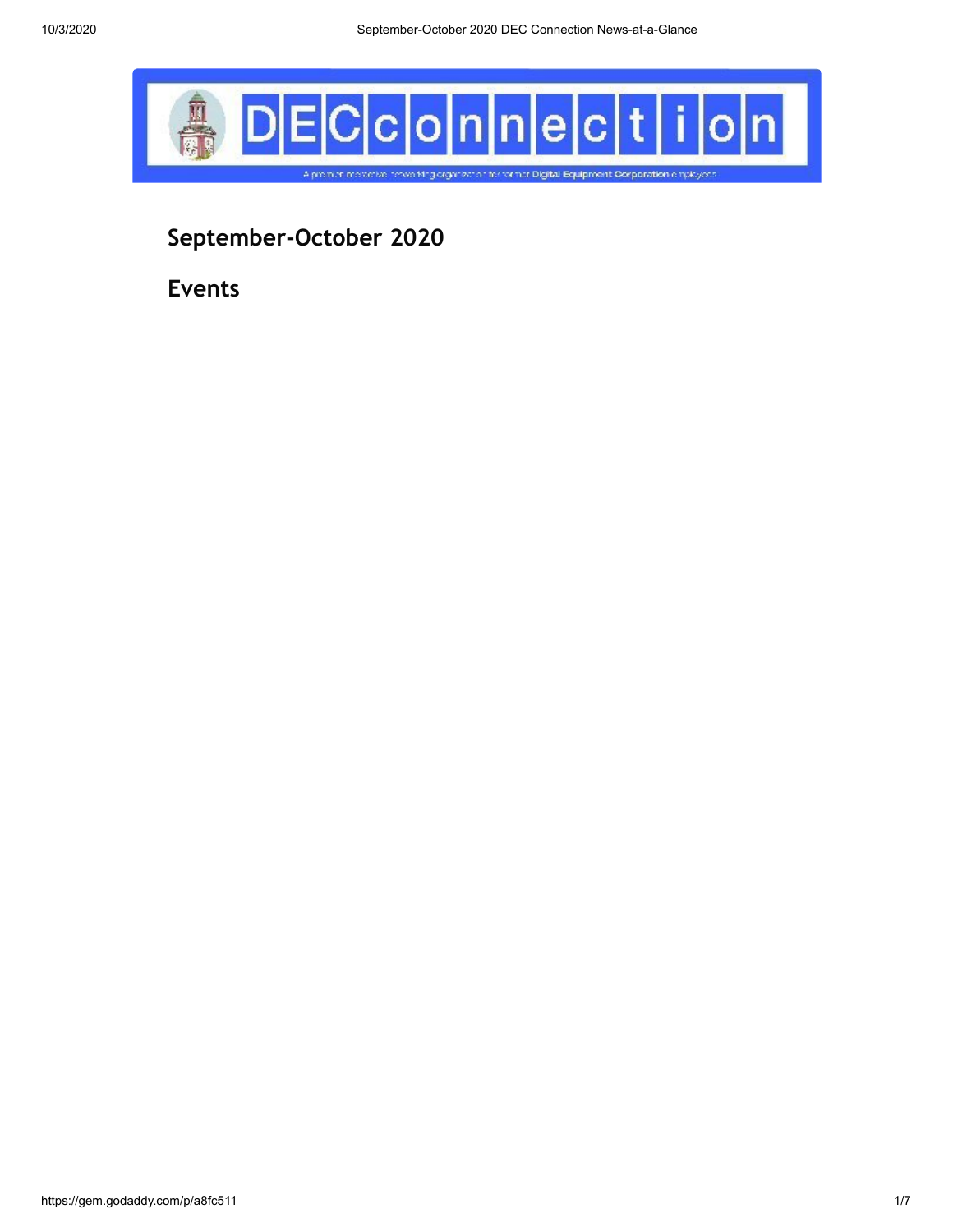## September-October 2020

## Events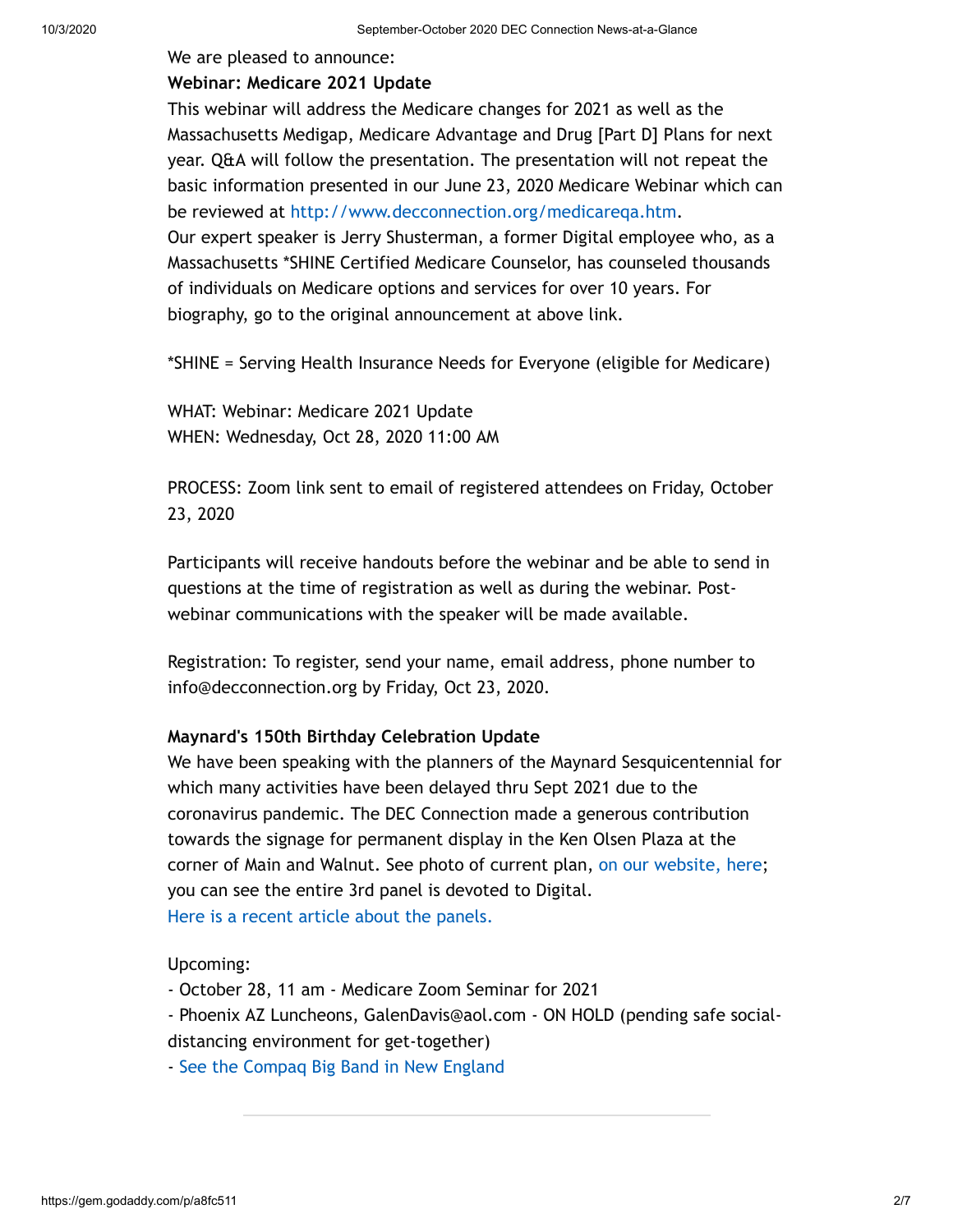We are pleased to announce:

**Webinar: Medicare 2021 Update**

This webinar will address the Medicare changes for 2021 as well as the Massachusetts Medigap, Medicare Advantage and Drug [Part D] Plans for next year. Q&A will follow the presentation. The presentation will not repeat the basic information presented in our June 23, 2020 Medicare Webinar which can be reviewed at http://www.decconnection.org/medicareqa.htm.

Our expert speaker is Jerry Shusterman, a former Digital employee who, as a Massachusetts *SHINE Certified Medicare Counselor, has counseled thousands of individuals on Medicare options and services for over 10 years. For biography, go to the original announcement at above link.

*SHINE = Serving Health Insurance Needs for Everyone (eligible for Medicare)

WHAT: Webinar: Medicare 2021 Update
WHEN: Wednesday, Oct 28, 2020 11:00 AM

PROCESS: Zoom link sent to email of registered attendees on Friday, October 23, 2020

Participants will receive handouts before the webinar and be able to send in questions at the time of registration as well as during the webinar. Post-webinar communications with the speaker will be made available.

Registration: To register, send your name, email address, phone number to info@decconnection.org by Friday, Oct 23, 2020.

**Maynard's 150th Birthday Celebration Update**

We have been speaking with the planners of the Maynard Sesquicentennial for which many activities have been delayed thru Sept 2021 due to the coronavirus pandemic. The DEC Connection made a generous contribution towards the signage for permanent display in the Ken Olsen Plaza at the corner of Main and Walnut. See photo of current plan, on our website, here; you can see the entire 3rd panel is devoted to Digital.
Here is a recent article about the panels.

Upcoming:
- October 28, 11 am - Medicare Zoom Seminar for 2021
- Phoenix AZ Luncheons, GalenDavis@aol.com - ON HOLD (pending safe social-distancing environment for get-together)
- See the Compaq Big Band in New England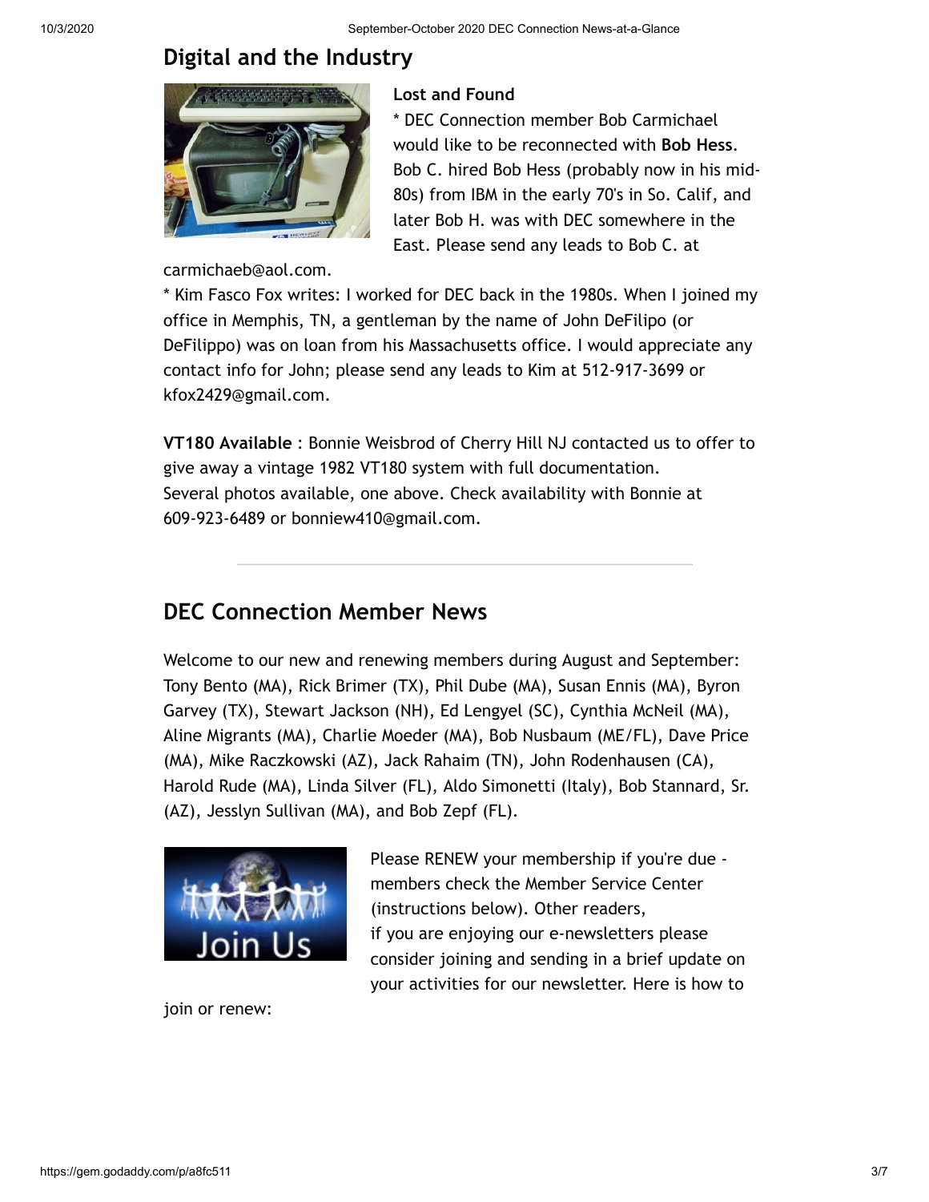## Digital and the Industry

### Lost and Found

* DEC Connection member Bob Carmichael would like to be reconnected with **Bob Hess**. Bob C. hired Bob Hess (probably now in his mid-80s) from IBM in the early 70's in So. Calif, and later Bob H. was with DEC somewhere in the East. Please send any leads to Bob C. at carmichaeb@aol.com.

* Kim Fasco Fox writes: I worked for DEC back in the 1980s. When I joined my office in Memphis, TN, a gentleman by the name of John DeFilipo (or DeFilippo) was on loan from his Massachusetts office. I would appreciate any contact info for John; please send any leads to Kim at 512-917-3699 or kfox2429@gmail.com.

**VT180 Available** : Bonnie Weisbrod of Cherry Hill NJ contacted us to offer to give away a vintage 1982 VT180 system with full documentation. Several photos available, one above. Check availability with Bonnie at 609-923-6489 or bonniew410@gmail.com.

---

## DEC Connection Member News

Welcome to our new and renewing members during August and September: Tony Bento (MA), Rick Brimer (TX), Phil Dube (MA), Susan Ennis (MA), Byron Garvey (TX), Stewart Jackson (NH), Ed Lengyel (SC), Cynthia McNeil (MA), Aline Migrants (MA), Charlie Moeder (MA), Bob Nusbaum (ME/FL), Dave Price (MA), Mike Raczkowski (AZ), Jack Rahaim (TN), John Rodenhausen (CA), Harold Rude (MA), Linda Silver (FL), Aldo Simonetti (Italy), Bob Stannard, Sr. (AZ), Jesslyn Sullivan (MA), and Bob Zepf (FL).

Please RENEW your membership if you're due - members check the Member Service Center (instructions below). Other readers, if you are enjoying our e-newsletters please consider joining and sending in a brief update on your activities for our newsletter. Here is how to join or renew: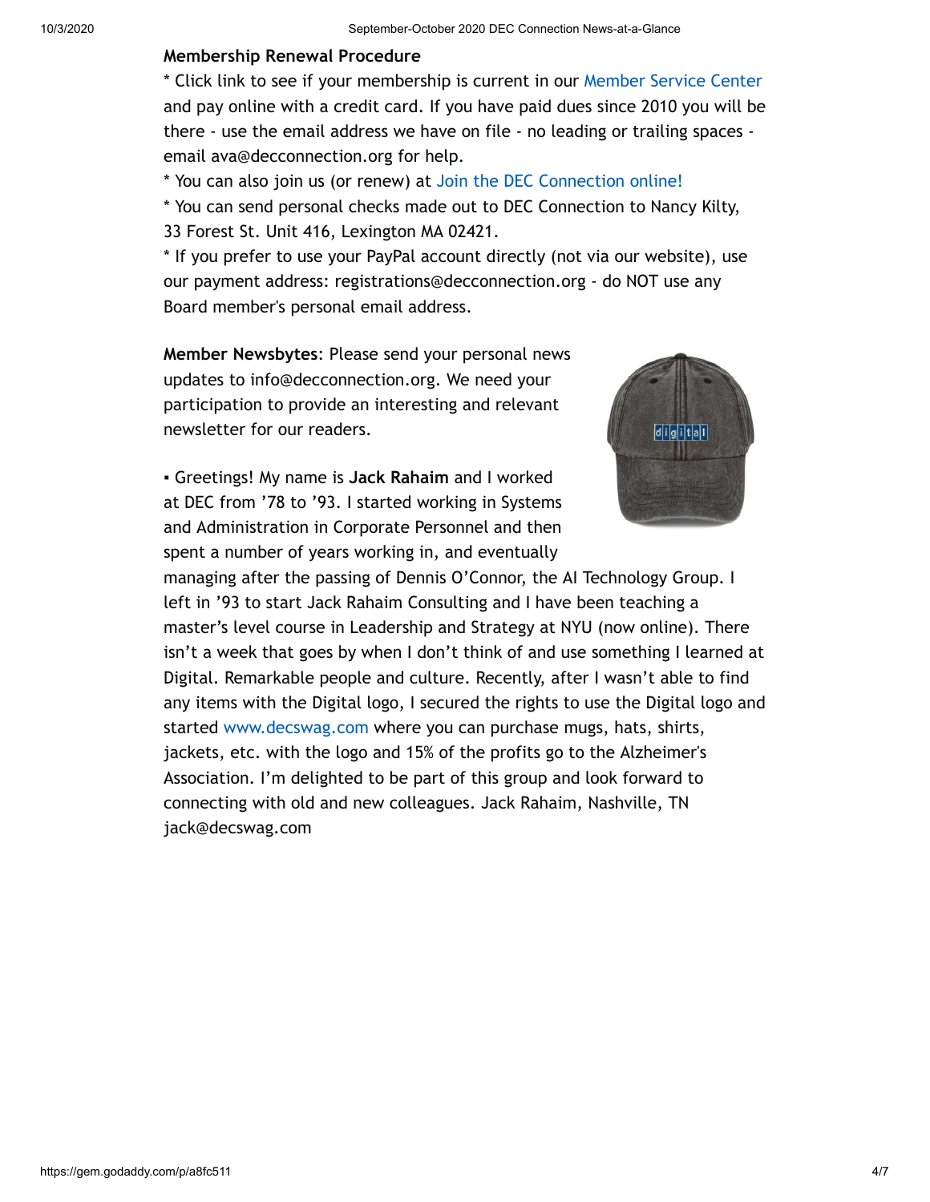**Membership Renewal Procedure**

* Click link to see if your membership is current in our Member Service Center and pay online with a credit card. If you have paid dues since 2010 you will be there - use the email address we have on file - no leading or trailing spaces - email ava@decconnection.org for help.
* You can also join us (or renew) at Join the DEC Connection online!
* You can send personal checks made out to DEC Connection to Nancy Kilty, 33 Forest St. Unit 416, Lexington MA 02421.
* If you prefer to use your PayPal account directly (not via our website), use our payment address: registrations@decconnection.org - do NOT use any Board member's personal email address.

**Member Newsbytes**: Please send your personal news updates to info@decconnection.org. We need your participation to provide an interesting and relevant newsletter for our readers.

▪ Greetings! My name is **Jack Rahaim** and I worked at DEC from '78 to '93. I started working in Systems and Administration in Corporate Personnel and then spent a number of years working in, and eventually managing after the passing of Dennis O'Connor, the AI Technology Group. I left in '93 to start Jack Rahaim Consulting and I have been teaching a master's level course in Leadership and Strategy at NYU (now online). There isn't a week that goes by when I don't think of and use something I learned at Digital. Remarkable people and culture. Recently, after I wasn't able to find any items with the Digital logo, I secured the rights to use the Digital logo and started www.decswag.com where you can purchase mugs, hats, shirts, jackets, etc. with the logo and 15% of the profits go to the Alzheimer's Association. I'm delighted to be part of this group and look forward to connecting with old and new colleagues. Jack Rahaim, Nashville, TN jack@decswag.com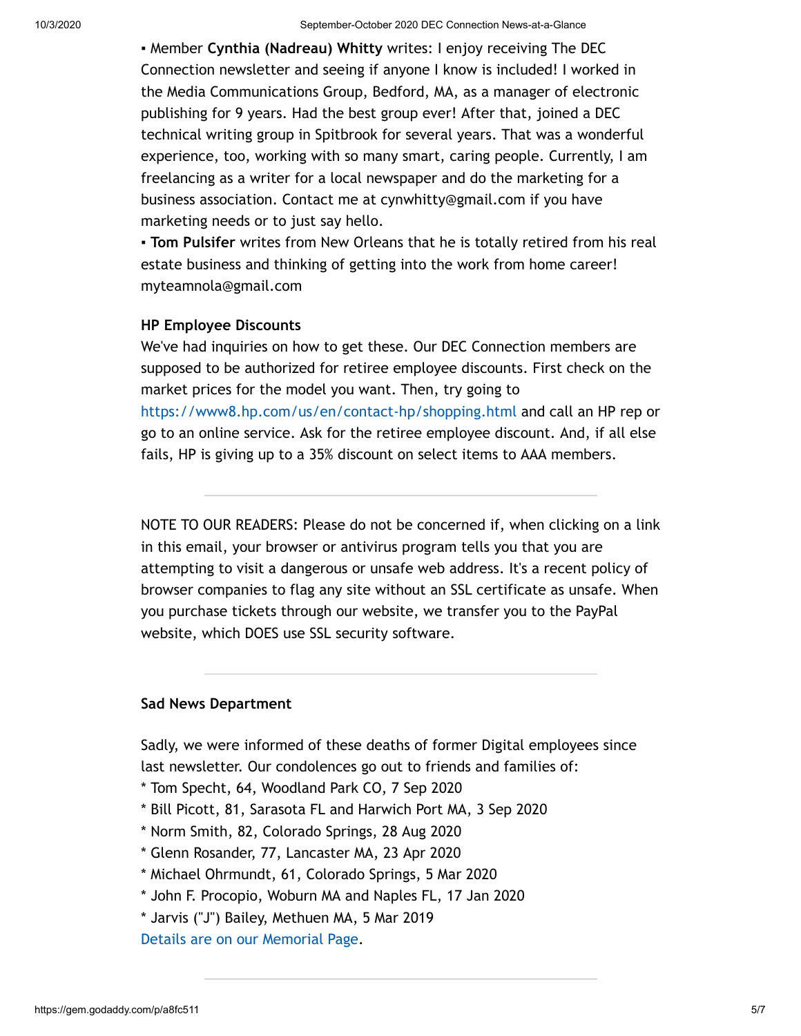▪ Member **Cynthia (Nadreau) Whitty** writes: I enjoy receiving The DEC Connection newsletter and seeing if anyone I know is included! I worked in the Media Communications Group, Bedford, MA, as a manager of electronic publishing for 9 years. Had the best group ever! After that, joined a DEC technical writing group in Spitbrook for several years. That was a wonderful experience, too, working with so many smart, caring people. Currently, I am freelancing as a writer for a local newspaper and do the marketing for a business association. Contact me at cynwhitty@gmail.com if you have marketing needs or to just say hello.

▪ **Tom Pulsifer** writes from New Orleans that he is totally retired from his real estate business and thinking of getting into the work from home career! myteamnola@gmail.com

**HP Employee Discounts**

We've had inquiries on how to get these. Our DEC Connection members are supposed to be authorized for retiree employee discounts. First check on the market prices for the model you want. Then, try going to https://www8.hp.com/us/en/contact-hp/shopping.html and call an HP rep or go to an online service. Ask for the retiree employee discount. And, if all else fails, HP is giving up to a 35% discount on select items to AAA members.

---

NOTE TO OUR READERS: Please do not be concerned if, when clicking on a link in this email, your browser or antivirus program tells you that you are attempting to visit a dangerous or unsafe web address. It's a recent policy of browser companies to flag any site without an SSL certificate as unsafe. When you purchase tickets through our website, we transfer you to the PayPal website, which DOES use SSL security software.

---

**Sad News Department**

Sadly, we were informed of these deaths of former Digital employees since last newsletter. Our condolences go out to friends and families of:

* Tom Specht, 64, Woodland Park CO, 7 Sep 2020
* Bill Picott, 81, Sarasota FL and Harwich Port MA, 3 Sep 2020
* Norm Smith, 82, Colorado Springs, 28 Aug 2020
* Glenn Rosander, 77, Lancaster MA, 23 Apr 2020
* Michael Ohrmundt, 61, Colorado Springs, 5 Mar 2020
* John F. Procopio, Woburn MA and Naples FL, 17 Jan 2020
* Jarvis ("J") Bailey, Methuen MA, 5 Mar 2019

Details are on our Memorial Page.

---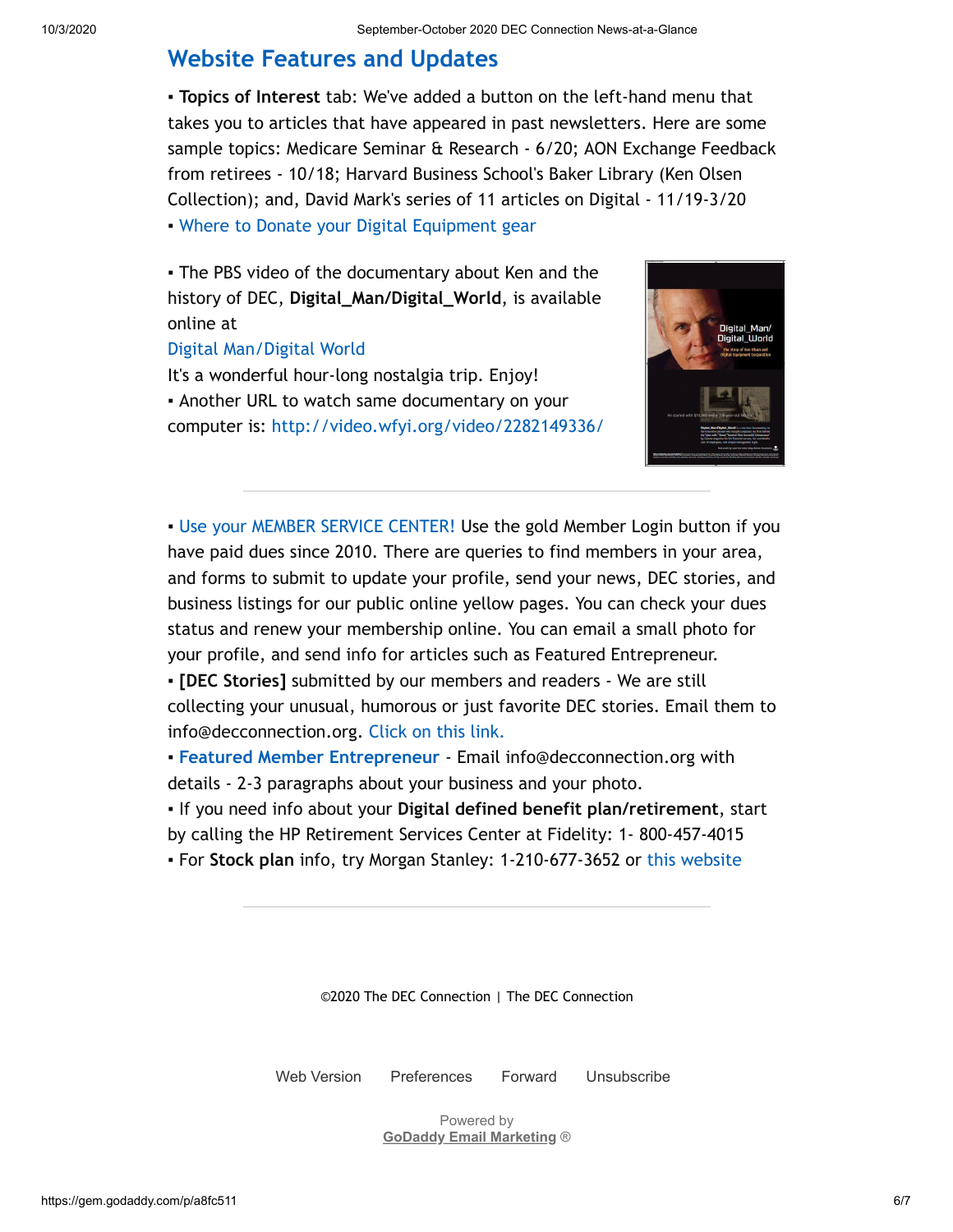## Website Features and Updates

▪ **Topics of Interest** tab: We've added a button on the left-hand menu that takes you to articles that have appeared in past newsletters. Here are some sample topics: Medicare Seminar & Research - 6/20; AON Exchange Feedback from retirees - 10/18; Harvard Business School's Baker Library (Ken Olsen Collection); and, David Mark's series of 11 articles on Digital - 11/19-3/20

▪ Where to Donate your Digital Equipment gear

▪ The PBS video of the documentary about Ken and the history of DEC, **Digital_Man/Digital_World**, is available online at

Digital Man/Digital World

It's a wonderful hour-long nostalgia trip. Enjoy!

▪ Another URL to watch same documentary on your computer is: http://video.wfyi.org/video/2282149336/

---

▪ Use your MEMBER SERVICE CENTER! Use the gold Member Login button if you have paid dues since 2010. There are queries to find members in your area, and forms to submit to update your profile, send your news, DEC stories, and business listings for our public online yellow pages. You can check your dues status and renew your membership online. You can email a small photo for your profile, and send info for articles such as Featured Entrepreneur.

▪ **[DEC Stories]** submitted by our members and readers - We are still collecting your unusual, humorous or just favorite DEC stories. Email them to info@decconnection.org. Click on this link.

▪ **Featured Member Entrepreneur** - Email info@decconnection.org with details - 2-3 paragraphs about your business and your photo.

▪ If you need info about your **Digital defined benefit plan/retirement**, start by calling the HP Retirement Services Center at Fidelity: 1- 800-457-4015

▪ For **Stock plan** info, try Morgan Stanley: 1-210-677-3652 or this website

---

©2020 The DEC Connection | The DEC Connection

Web Version Preferences Forward Unsubscribe

Powered by
GoDaddy Email Marketing ®